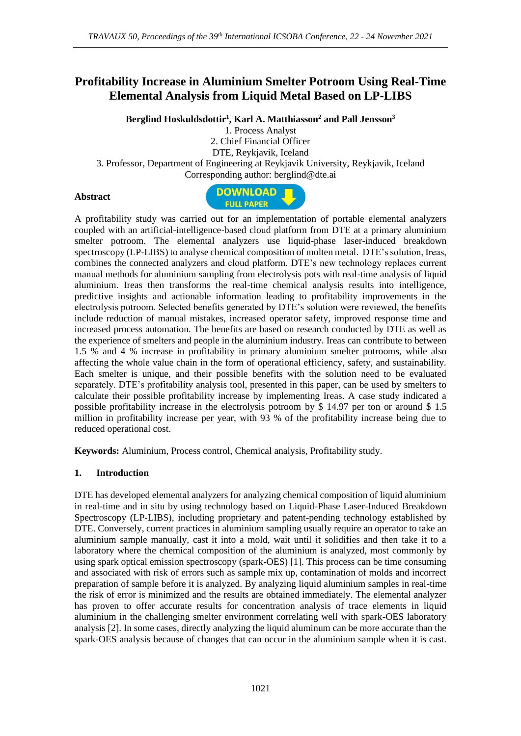# Profitability Increase in Aluminium Smelter Potroom Using Real-Time Elemental Analysis from Liquid Metal Based on LP-LIBS

**Berglind Hoskuldsdottir[1], Karl A. Matthiasson[2] and Pall Jensson[3]**

1. Process Analyst
2. Chief Financial Officer

DTE, Reykjavik, Iceland

3. Professor, Department of Engineering at Reykjavik University, Reykjavik, Iceland

Corresponding author: berglind@dte.ai

**Abstract**

A profitability study was carried out for an implementation of portable elemental analyzers coupled with an artificial-intelligence-based cloud platform from DTE at a primary aluminium smelter potroom. The elemental analyzers use liquid-phase laser-induced breakdown spectroscopy (LP-LIBS) to analyse chemical composition of molten metal. DTE's solution, Ireas, combines the connected analyzers and cloud platform. DTE's new technology replaces current manual methods for aluminium sampling from electrolysis pots with real-time analysis of liquid aluminium. Ireas then transforms the real-time chemical analysis results into intelligence, predictive insights and actionable information leading to profitability improvements in the electrolysis potroom. Selected benefits generated by DTE's solution were reviewed, the benefits include reduction of manual mistakes, increased operator safety, improved response time and increased process automation. The benefits are based on research conducted by DTE as well as the experience of smelters and people in the aluminium industry. Ireas can contribute to between 1.5 % and 4 % increase in profitability in primary aluminium smelter potrooms, while also affecting the whole value chain in the form of operational efficiency, safety, and sustainability. Each smelter is unique, and their possible benefits with the solution need to be evaluated separately. DTE's profitability analysis tool, presented in this paper, can be used by smelters to calculate their possible profitability increase by implementing Ireas. A case study indicated a possible profitability increase in the electrolysis potroom by \$ 14.97 per ton or around \$ 1.5 million in profitability increase per year, with 93 % of the profitability increase being due to reduced operational cost.

**Keywords:** Aluminium, Process control, Chemical analysis, Profitability study.

## 1. Introduction

DTE has developed elemental analyzers for analyzing chemical composition of liquid aluminium in real-time and in situ by using technology based on Liquid-Phase Laser-Induced Breakdown Spectroscopy (LP-LIBS), including proprietary and patent-pending technology established by DTE. Conversely, current practices in aluminium sampling usually require an operator to take an aluminium sample manually, cast it into a mold, wait until it solidifies and then take it to a laboratory where the chemical composition of the aluminium is analyzed, most commonly by using spark optical emission spectroscopy (spark-OES) [1]. This process can be time consuming and associated with risk of errors such as sample mix up, contamination of molds and incorrect preparation of sample before it is analyzed. By analyzing liquid aluminium samples in real-time the risk of error is minimized and the results are obtained immediately. The elemental analyzer has proven to offer accurate results for concentration analysis of trace elements in liquid aluminium in the challenging smelter environment correlating well with spark-OES laboratory analysis [2]. In some cases, directly analyzing the liquid aluminum can be more accurate than the spark-OES analysis because of changes that can occur in the aluminium sample when it is cast.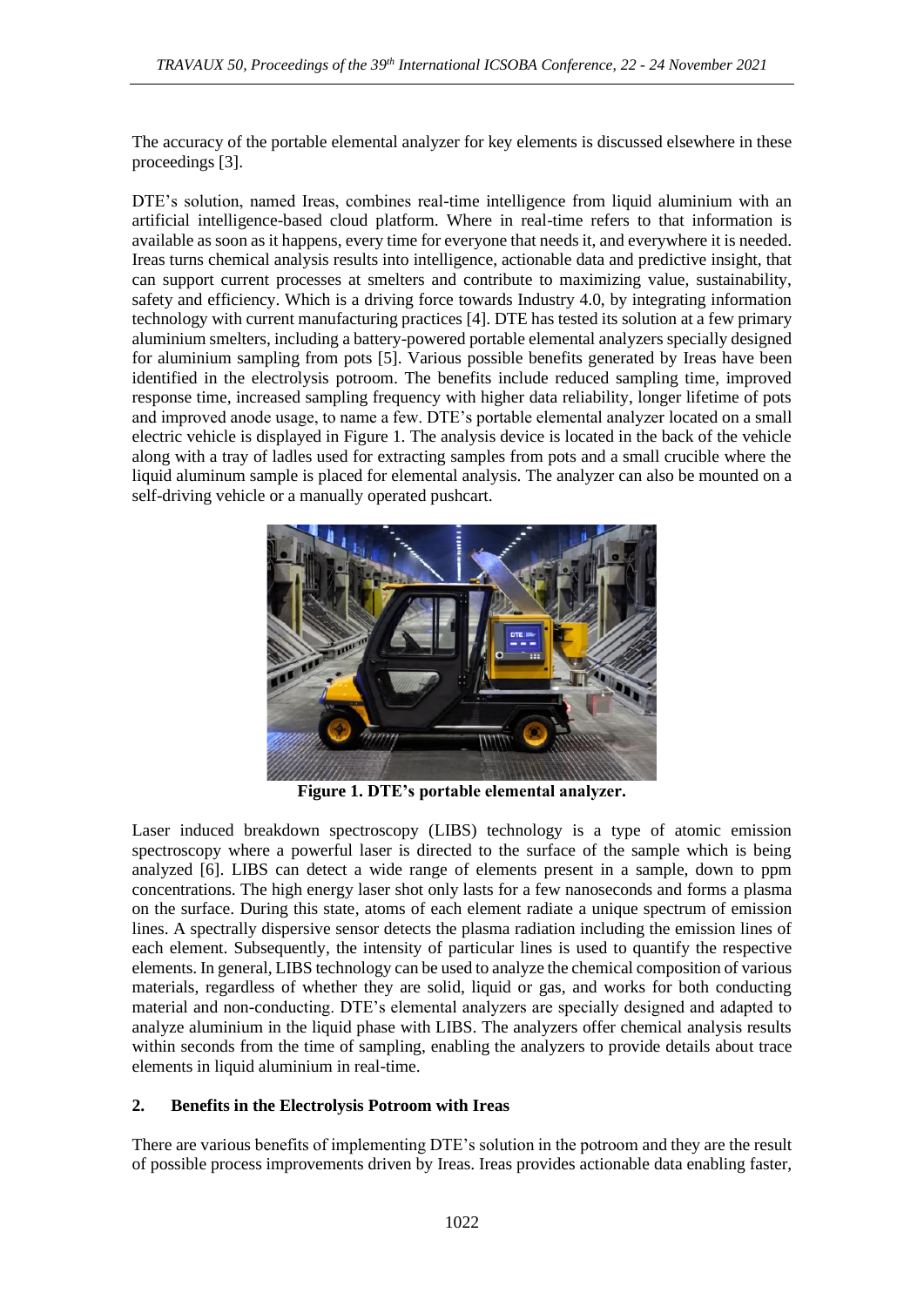The accuracy of the portable elemental analyzer for key elements is discussed elsewhere in these proceedings [3].

DTE's solution, named Ireas, combines real-time intelligence from liquid aluminium with an artificial intelligence-based cloud platform. Where in real-time refers to that information is available as soon as it happens, every time for everyone that needs it, and everywhere it is needed. Ireas turns chemical analysis results into intelligence, actionable data and predictive insight, that can support current processes at smelters and contribute to maximizing value, sustainability, safety and efficiency. Which is a driving force towards Industry 4.0, by integrating information technology with current manufacturing practices [4]. DTE has tested its solution at a few primary aluminium smelters, including a battery-powered portable elemental analyzers specially designed for aluminium sampling from pots [5]. Various possible benefits generated by Ireas have been identified in the electrolysis potroom. The benefits include reduced sampling time, improved response time, increased sampling frequency with higher data reliability, longer lifetime of pots and improved anode usage, to name a few. DTE's portable elemental analyzer located on a small electric vehicle is displayed in Figure 1. The analysis device is located in the back of the vehicle along with a tray of ladles used for extracting samples from pots and a small crucible where the liquid aluminum sample is placed for elemental analysis. The analyzer can also be mounted on a self-driving vehicle or a manually operated pushcart.

**Figure 1. DTE's portable elemental analyzer.**

Laser induced breakdown spectroscopy (LIBS) technology is a type of atomic emission spectroscopy where a powerful laser is directed to the surface of the sample which is being analyzed [6]. LIBS can detect a wide range of elements present in a sample, down to ppm concentrations. The high energy laser shot only lasts for a few nanoseconds and forms a plasma on the surface. During this state, atoms of each element radiate a unique spectrum of emission lines. A spectrally dispersive sensor detects the plasma radiation including the emission lines of each element. Subsequently, the intensity of particular lines is used to quantify the respective elements. In general, LIBS technology can be used to analyze the chemical composition of various materials, regardless of whether they are solid, liquid or gas, and works for both conducting material and non-conducting. DTE's elemental analyzers are specially designed and adapted to analyze aluminium in the liquid phase with LIBS. The analyzers offer chemical analysis results within seconds from the time of sampling, enabling the analyzers to provide details about trace elements in liquid aluminium in real-time.

## 2. Benefits in the Electrolysis Potroom with Ireas

There are various benefits of implementing DTE's solution in the potroom and they are the result of possible process improvements driven by Ireas. Ireas provides actionable data enabling faster,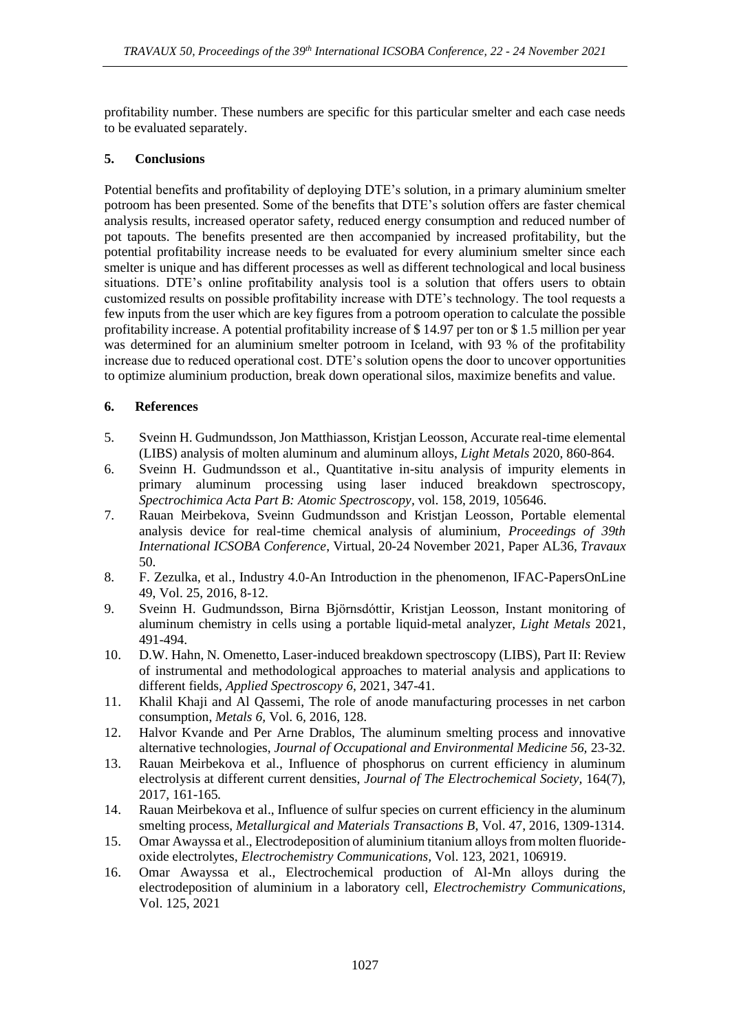profitability number. These numbers are specific for this particular smelter and each case needs to be evaluated separately.

## 5. Conclusions

Potential benefits and profitability of deploying DTE's solution, in a primary aluminium smelter potroom has been presented. Some of the benefits that DTE's solution offers are faster chemical analysis results, increased operator safety, reduced energy consumption and reduced number of pot tapouts. The benefits presented are then accompanied by increased profitability, but the potential profitability increase needs to be evaluated for every aluminium smelter since each smelter is unique and has different processes as well as different technological and local business situations. DTE's online profitability analysis tool is a solution that offers users to obtain customized results on possible profitability increase with DTE's technology. The tool requests a few inputs from the user which are key figures from a potroom operation to calculate the possible profitability increase. A potential profitability increase of \$ 14.97 per ton or \$ 1.5 million per year was determined for an aluminium smelter potroom in Iceland, with 93 % of the profitability increase due to reduced operational cost. DTE's solution opens the door to uncover opportunities to optimize aluminium production, break down operational silos, maximize benefits and value.

## 6. References

5. Sveinn H. Gudmundsson, Jon Matthiasson, Kristjan Leosson, Accurate real-time elemental (LIBS) analysis of molten aluminum and aluminum alloys, *Light Metals* 2020, 860-864.
6. Sveinn H. Gudmundsson et al., Quantitative in-situ analysis of impurity elements in primary aluminum processing using laser induced breakdown spectroscopy, *Spectrochimica Acta Part B: Atomic Spectroscopy*, vol. 158, 2019, 105646.
7. Rauan Meirbekova, Sveinn Gudmundsson and Kristjan Leosson, Portable elemental analysis device for real-time chemical analysis of aluminium, *Proceedings of 39th International ICSOBA Conference*, Virtual, 20-24 November 2021, Paper AL36, *Travaux* 50.
8. F. Zezulka, et al., Industry 4.0-An Introduction in the phenomenon, IFAC-PapersOnLine 49, Vol. 25, 2016, 8-12.
9. Sveinn H. Gudmundsson, Birna Björnsdóttir, Kristjan Leosson, Instant monitoring of aluminum chemistry in cells using a portable liquid-metal analyzer, *Light Metals* 2021, 491-494.
10. D.W. Hahn, N. Omenetto, Laser-induced breakdown spectroscopy (LIBS), Part II: Review of instrumental and methodological approaches to material analysis and applications to different fields, *Applied Spectroscopy 6*, 2021, 347-41.
11. Khalil Khaji and Al Qassemi, The role of anode manufacturing processes in net carbon consumption, *Metals 6*, Vol. 6, 2016, 128.
12. Halvor Kvande and Per Arne Drablos, The aluminum smelting process and innovative alternative technologies, *Journal of Occupational and Environmental Medicine 56*, 23-32.
13. Rauan Meirbekova et al., Influence of phosphorus on current efficiency in aluminum electrolysis at different current densities, *Journal of The Electrochemical Society*, 164(7), 2017, 161-165.
14. Rauan Meirbekova et al., Influence of sulfur species on current efficiency in the aluminum smelting process, *Metallurgical and Materials Transactions B*, Vol. 47, 2016, 1309-1314.
15. Omar Awayssa et al., Electrodeposition of aluminium titanium alloys from molten fluoride-oxide electrolytes, *Electrochemistry Communications*, Vol. 123, 2021, 106919.
16. Omar Awayssa et al., Electrochemical production of Al-Mn alloys during the electrodeposition of aluminium in a laboratory cell, *Electrochemistry Communications*, Vol. 125, 2021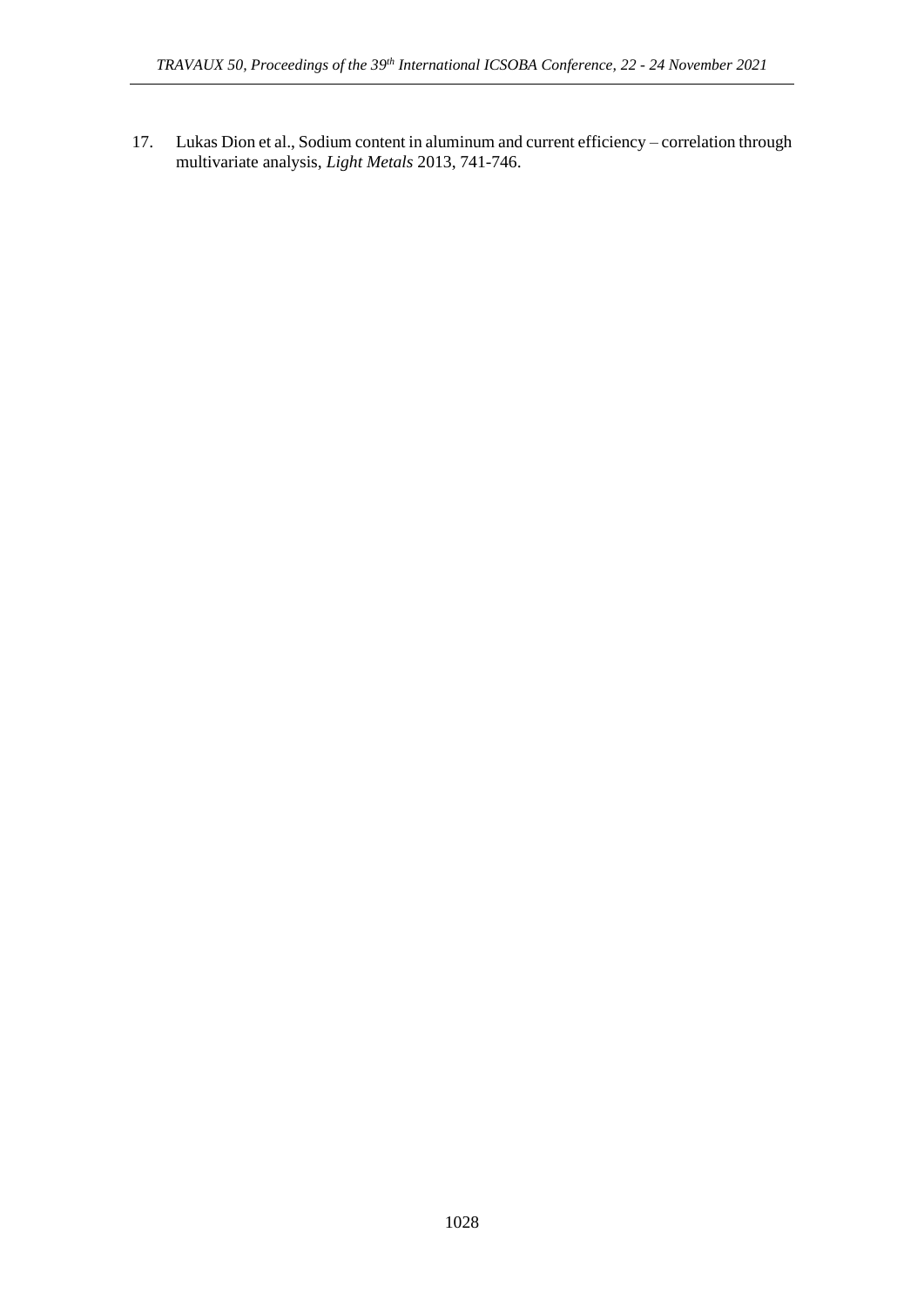17. Lukas Dion et al., Sodium content in aluminum and current efficiency – correlation through multivariate analysis, *Light Metals* 2013, 741-746.